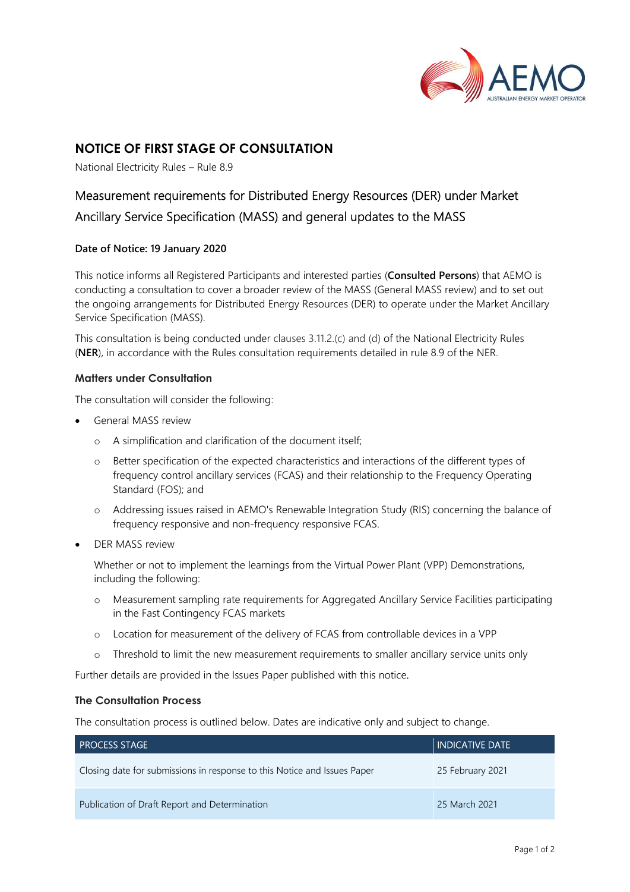## NOTICE OF FIRST STAGE OF CONSULTATION

National Electricity Rules – Rule 8.9

# Measurement requirements for Distributed Energy Resources (DER) under Market Ancillary Service Specification (MASS) and general updates to the MASS

**Date of Notice: 19 January 2020**

This notice informs all Registered Participants and interested parties (**Consulted Persons**) that AEMO is conducting a consultation to cover a broader review of the MASS (General MASS review) and to set out the ongoing arrangements for Distributed Energy Resources (DER) to operate under the Market Ancillary Service Specification (MASS).

This consultation is being conducted under clauses 3.11.2.(c) and (d) of the National Electricity Rules (**NER**), in accordance with the Rules consultation requirements detailed in rule 8.9 of the NER.

### Matters under Consultation

The consultation will consider the following:

- General MASS review
  - A simplification and clarification of the document itself;
  - Better specification of the expected characteristics and interactions of the different types of frequency control ancillary services (FCAS) and their relationship to the Frequency Operating Standard (FOS); and
  - Addressing issues raised in AEMO's Renewable Integration Study (RIS) concerning the balance of frequency responsive and non-frequency responsive FCAS.
- DER MASS review

  Whether or not to implement the learnings from the Virtual Power Plant (VPP) Demonstrations, including the following:
  - Measurement sampling rate requirements for Aggregated Ancillary Service Facilities participating in the Fast Contingency FCAS markets
  - Location for measurement of the delivery of FCAS from controllable devices in a VPP
  - Threshold to limit the new measurement requirements to smaller ancillary service units only

Further details are provided in the Issues Paper published with this notice.

### The Consultation Process

The consultation process is outlined below. Dates are indicative only and subject to change.

| PROCESS STAGE | INDICATIVE DATE |
|---|---|
| Closing date for submissions in response to this Notice and Issues Paper | 25 February 2021 |
| Publication of Draft Report and Determination | 25 March 2021 |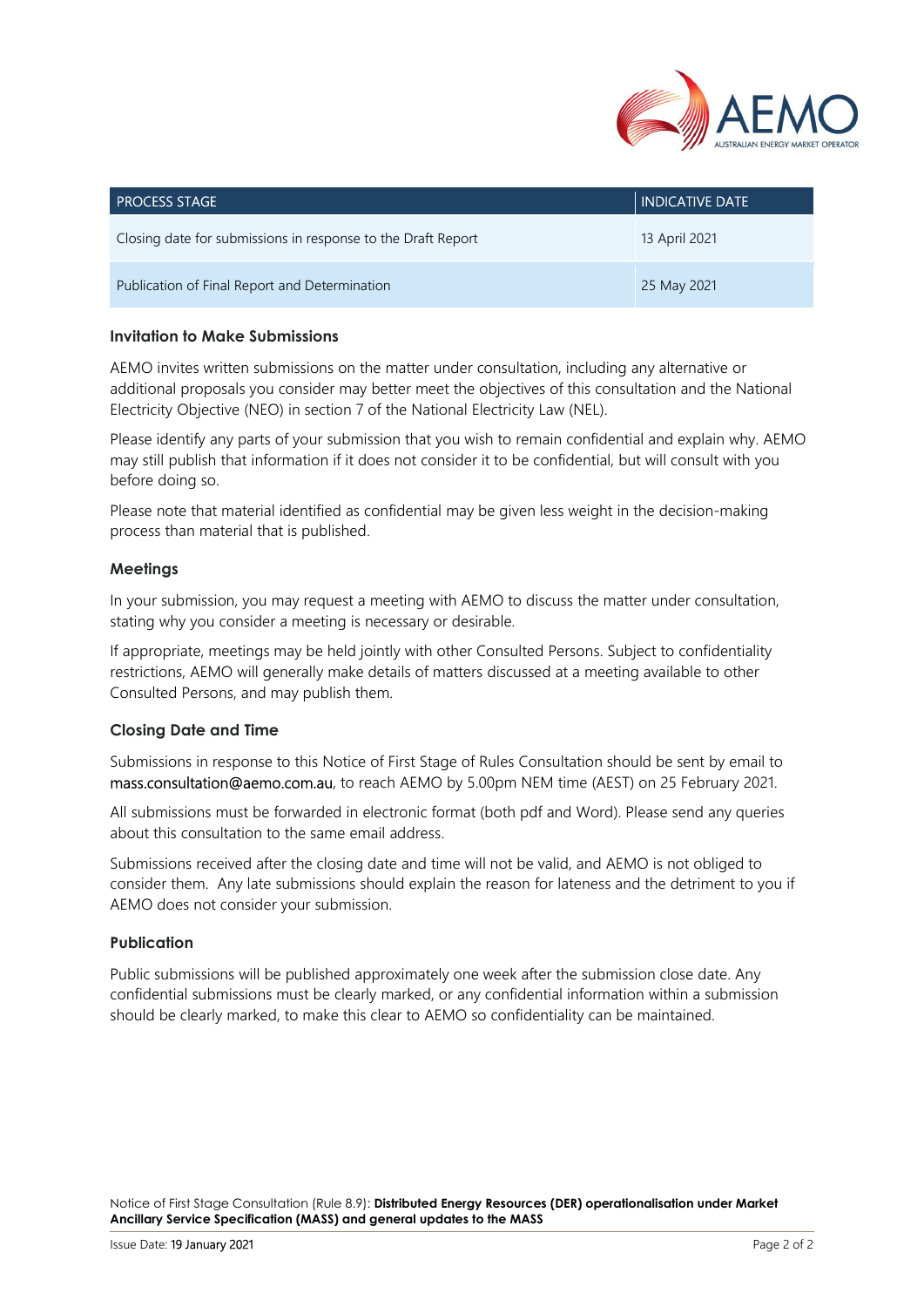| PROCESS STAGE | INDICATIVE DATE |
| --- | --- |
| Closing date for submissions in response to the Draft Report | 13 April 2021 |
| Publication of Final Report and Determination | 25 May 2021 |

### Invitation to Make Submissions

AEMO invites written submissions on the matter under consultation, including any alternative or additional proposals you consider may better meet the objectives of this consultation and the National Electricity Objective (NEO) in section 7 of the National Electricity Law (NEL).

Please identify any parts of your submission that you wish to remain confidential and explain why. AEMO may still publish that information if it does not consider it to be confidential, but will consult with you before doing so.

Please note that material identified as confidential may be given less weight in the decision-making process than material that is published.

### Meetings

In your submission, you may request a meeting with AEMO to discuss the matter under consultation, stating why you consider a meeting is necessary or desirable.

If appropriate, meetings may be held jointly with other Consulted Persons. Subject to confidentiality restrictions, AEMO will generally make details of matters discussed at a meeting available to other Consulted Persons, and may publish them.

### Closing Date and Time

Submissions in response to this Notice of First Stage of Rules Consultation should be sent by email to mass.consultation@aemo.com.au, to reach AEMO by 5.00pm NEM time (AEST) on 25 February 2021.

All submissions must be forwarded in electronic format (both pdf and Word). Please send any queries about this consultation to the same email address.

Submissions received after the closing date and time will not be valid, and AEMO is not obliged to consider them. Any late submissions should explain the reason for lateness and the detriment to you if AEMO does not consider your submission.

### Publication

Public submissions will be published approximately one week after the submission close date. Any confidential submissions must be clearly marked, or any confidential information within a submission should be clearly marked, to make this clear to AEMO so confidentiality can be maintained.